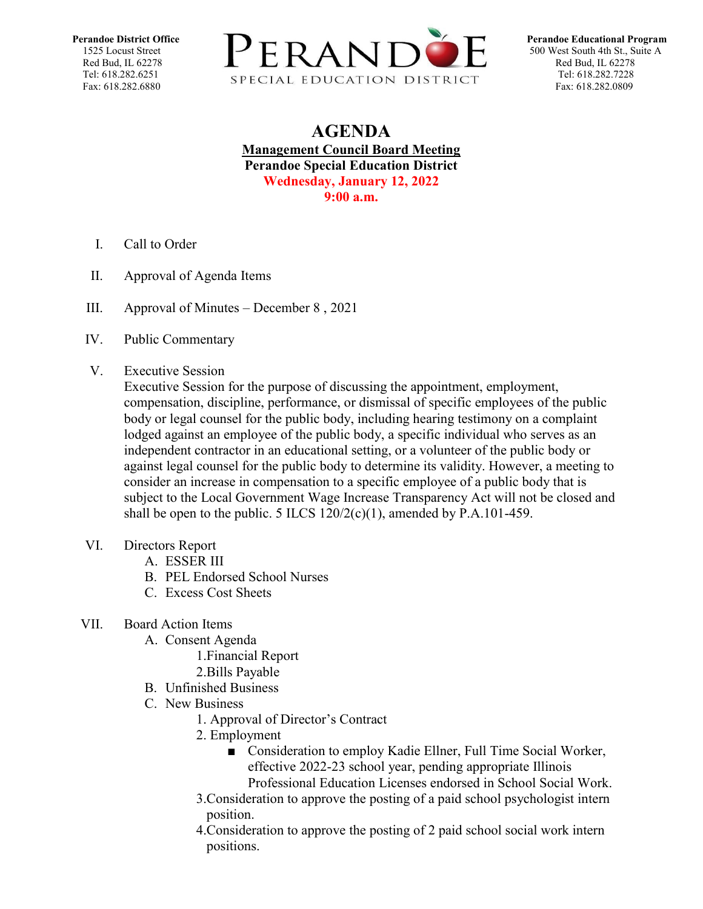**Perandoe District Office**
1525 Locust Street
Red Bud, IL 62278
Tel: 618.282.6251
Fax: 618.282.6880

PERANDOE
SPECIAL EDUCATION DISTRICT

**Perandoe Educational Program**
500 West South 4th St., Suite A
Red Bud, IL 62278
Tel: 618.282.7228
Fax: 618.282.0809

# AGENDA

**Management Council Board Meeting**
**Perandoe Special Education District**
**Wednesday, January 12, 2022**
**9:00 a.m.**

I. Call to Order

II. Approval of Agenda Items

III. Approval of Minutes – December 8 , 2021

IV. Public Commentary

V. Executive Session
Executive Session for the purpose of discussing the appointment, employment, compensation, discipline, performance, or dismissal of specific employees of the public body or legal counsel for the public body, including hearing testimony on a complaint lodged against an employee of the public body, a specific individual who serves as an independent contractor in an educational setting, or a volunteer of the public body or against legal counsel for the public body to determine its validity. However, a meeting to consider an increase in compensation to a specific employee of a public body that is subject to the Local Government Wage Increase Transparency Act will not be closed and shall be open to the public. 5 ILCS 120/2(c)(1), amended by P.A.101-459.

VI. Directors Report
   A. ESSER III
   B. PEL Endorsed School Nurses
   C. Excess Cost Sheets

VII. Board Action Items
   A. Consent Agenda
      1. Financial Report
      2. Bills Payable
   B. Unfinished Business
   C. New Business
      1. Approval of Director's Contract
      2. Employment
         - Consideration to employ Kadie Ellner, Full Time Social Worker, effective 2022-23 school year, pending appropriate Illinois Professional Education Licenses endorsed in School Social Work.
      3. Consideration to approve the posting of a paid school psychologist intern position.
      4. Consideration to approve the posting of 2 paid school social work intern positions.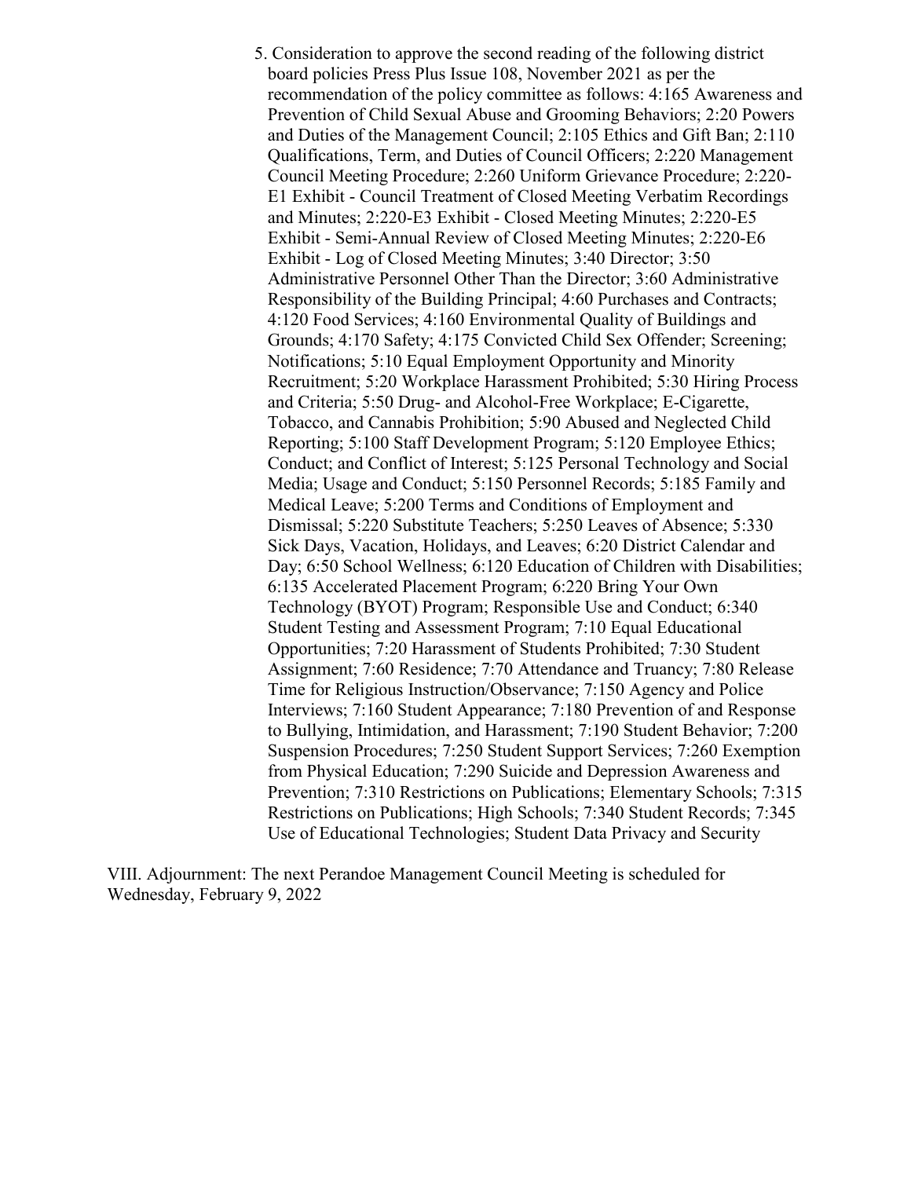5. Consideration to approve the second reading of the following district board policies Press Plus Issue 108, November 2021 as per the recommendation of the policy committee as follows: 4:165 Awareness and Prevention of Child Sexual Abuse and Grooming Behaviors; 2:20 Powers and Duties of the Management Council; 2:105 Ethics and Gift Ban; 2:110 Qualifications, Term, and Duties of Council Officers; 2:220 Management Council Meeting Procedure; 2:260 Uniform Grievance Procedure; 2:220-E1 Exhibit - Council Treatment of Closed Meeting Verbatim Recordings and Minutes; 2:220-E3 Exhibit - Closed Meeting Minutes; 2:220-E5 Exhibit - Semi-Annual Review of Closed Meeting Minutes; 2:220-E6 Exhibit - Log of Closed Meeting Minutes; 3:40 Director; 3:50 Administrative Personnel Other Than the Director; 3:60 Administrative Responsibility of the Building Principal; 4:60 Purchases and Contracts; 4:120 Food Services; 4:160 Environmental Quality of Buildings and Grounds; 4:170 Safety; 4:175 Convicted Child Sex Offender; Screening; Notifications; 5:10 Equal Employment Opportunity and Minority Recruitment; 5:20 Workplace Harassment Prohibited; 5:30 Hiring Process and Criteria; 5:50 Drug- and Alcohol-Free Workplace; E-Cigarette, Tobacco, and Cannabis Prohibition; 5:90 Abused and Neglected Child Reporting; 5:100 Staff Development Program; 5:120 Employee Ethics; Conduct; and Conflict of Interest; 5:125 Personal Technology and Social Media; Usage and Conduct; 5:150 Personnel Records; 5:185 Family and Medical Leave; 5:200 Terms and Conditions of Employment and Dismissal; 5:220 Substitute Teachers; 5:250 Leaves of Absence; 5:330 Sick Days, Vacation, Holidays, and Leaves; 6:20 District Calendar and Day; 6:50 School Wellness; 6:120 Education of Children with Disabilities; 6:135 Accelerated Placement Program; 6:220 Bring Your Own Technology (BYOT) Program; Responsible Use and Conduct; 6:340 Student Testing and Assessment Program; 7:10 Equal Educational Opportunities; 7:20 Harassment of Students Prohibited; 7:30 Student Assignment; 7:60 Residence; 7:70 Attendance and Truancy; 7:80 Release Time for Religious Instruction/Observance; 7:150 Agency and Police Interviews; 7:160 Student Appearance; 7:180 Prevention of and Response to Bullying, Intimidation, and Harassment; 7:190 Student Behavior; 7:200 Suspension Procedures; 7:250 Student Support Services; 7:260 Exemption from Physical Education; 7:290 Suicide and Depression Awareness and Prevention; 7:310 Restrictions on Publications; Elementary Schools; 7:315 Restrictions on Publications; High Schools; 7:340 Student Records; 7:345 Use of Educational Technologies; Student Data Privacy and Security

VIII. Adjournment: The next Perandoe Management Council Meeting is scheduled for Wednesday, February 9, 2022